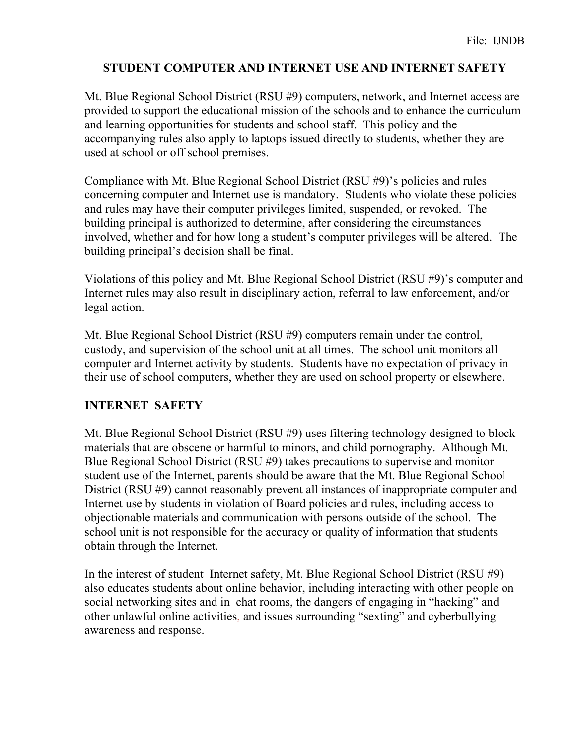File: IJNDB

# STUDENT COMPUTER AND INTERNET USE AND INTERNET SAFETY

Mt. Blue Regional School District (RSU #9) computers, network, and Internet access are provided to support the educational mission of the schools and to enhance the curriculum and learning opportunities for students and school staff. This policy and the accompanying rules also apply to laptops issued directly to students, whether they are used at school or off school premises.

Compliance with Mt. Blue Regional School District (RSU #9)'s policies and rules concerning computer and Internet use is mandatory. Students who violate these policies and rules may have their computer privileges limited, suspended, or revoked. The building principal is authorized to determine, after considering the circumstances involved, whether and for how long a student's computer privileges will be altered. The building principal's decision shall be final.

Violations of this policy and Mt. Blue Regional School District (RSU #9)'s computer and Internet rules may also result in disciplinary action, referral to law enforcement, and/or legal action.

Mt. Blue Regional School District (RSU #9) computers remain under the control, custody, and supervision of the school unit at all times. The school unit monitors all computer and Internet activity by students. Students have no expectation of privacy in their use of school computers, whether they are used on school property or elsewhere.

## INTERNET SAFETY

Mt. Blue Regional School District (RSU #9) uses filtering technology designed to block materials that are obscene or harmful to minors, and child pornography. Although Mt. Blue Regional School District (RSU #9) takes precautions to supervise and monitor student use of the Internet, parents should be aware that the Mt. Blue Regional School District (RSU #9) cannot reasonably prevent all instances of inappropriate computer and Internet use by students in violation of Board policies and rules, including access to objectionable materials and communication with persons outside of the school. The school unit is not responsible for the accuracy or quality of information that students obtain through the Internet.

In the interest of student Internet safety, Mt. Blue Regional School District (RSU #9) also educates students about online behavior, including interacting with other people on social networking sites and in chat rooms, the dangers of engaging in "hacking" and other unlawful online activities, and issues surrounding "sexting" and cyberbullying awareness and response.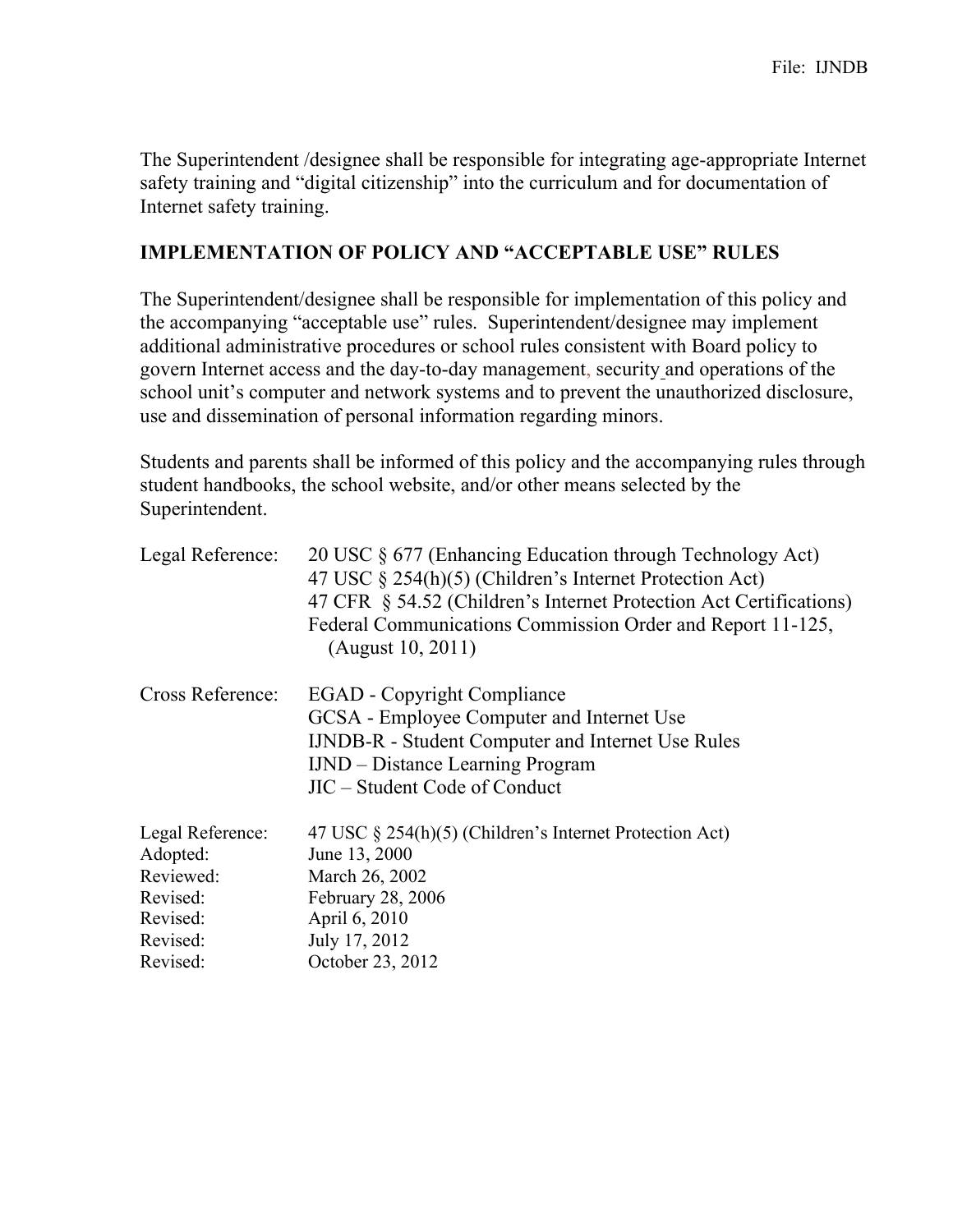The Superintendent /designee shall be responsible for integrating age-appropriate Internet safety training and "digital citizenship" into the curriculum and for documentation of Internet safety training.

## IMPLEMENTATION OF POLICY AND "ACCEPTABLE USE" RULES

The Superintendent/designee shall be responsible for implementation of this policy and the accompanying "acceptable use" rules. Superintendent/designee may implement additional administrative procedures or school rules consistent with Board policy to govern Internet access and the day-to-day management, security and operations of the school unit's computer and network systems and to prevent the unauthorized disclosure, use and dissemination of personal information regarding minors.

Students and parents shall be informed of this policy and the accompanying rules through student handbooks, the school website, and/or other means selected by the Superintendent.

| | |
|---|---|
| Legal Reference: | 20 USC § 677 (Enhancing Education through Technology Act)<br>47 USC § 254(h)(5) (Children's Internet Protection Act)<br>47 CFR § 54.52 (Children's Internet Protection Act Certifications)<br>Federal Communications Commission Order and Report 11-125, (August 10, 2011) |
| Cross Reference: | EGAD - Copyright Compliance<br>GCSA - Employee Computer and Internet Use<br>IJNDB-R - Student Computer and Internet Use Rules<br>IJND – Distance Learning Program<br>JIC – Student Code of Conduct |

| | |
|---|---|
| Legal Reference: | 47 USC § 254(h)(5) (Children's Internet Protection Act) |
| Adopted: | June 13, 2000 |
| Reviewed: | March 26, 2002 |
| Revised: | February 28, 2006 |
| Revised: | April 6, 2010 |
| Revised: | July 17, 2012 |
| Revised: | October 23, 2012 |